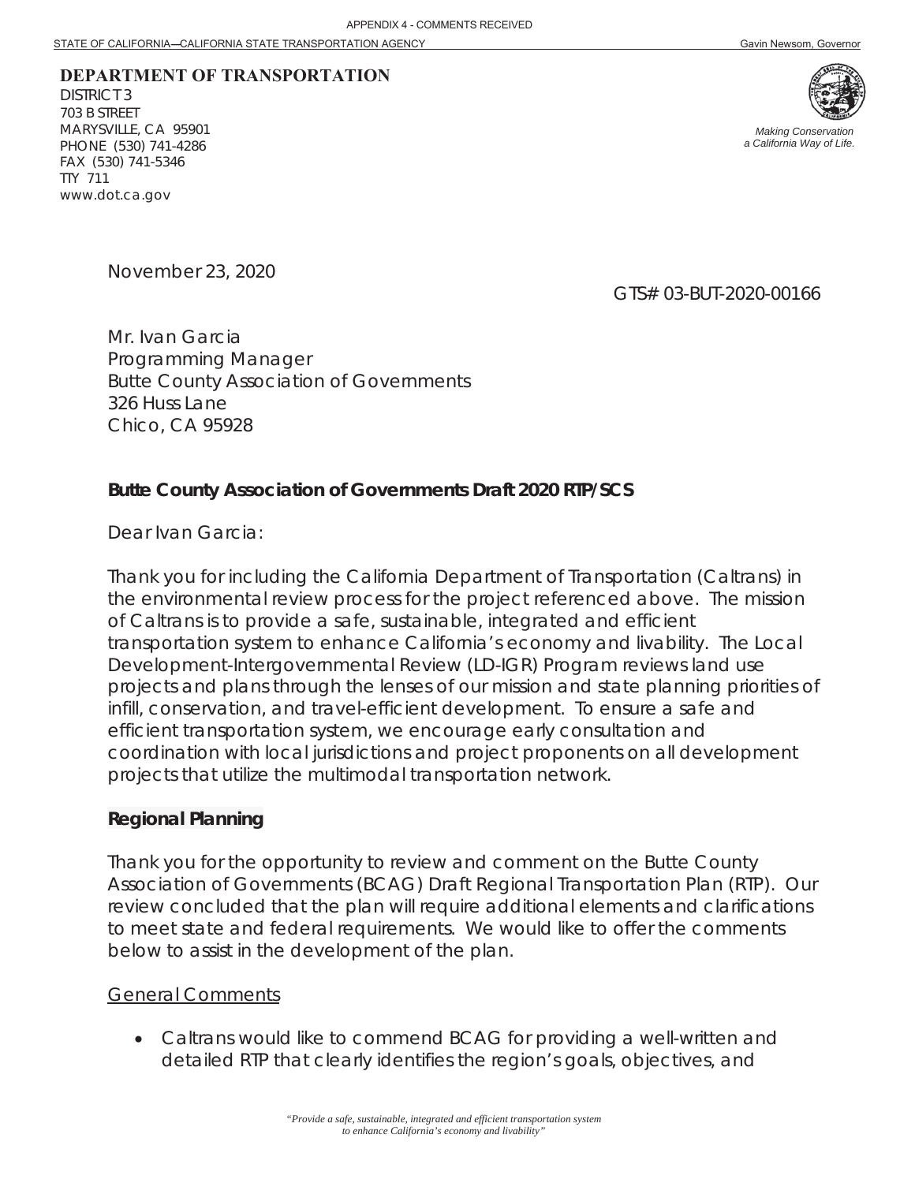STATE OF CALIFORNIA—CALIFORNIA STATE TRANSPORTATION AGENCY Gavin Newsom, Governor

**DEPARTMENT OF TRANSPORTATION**
DISTRICT 3
703 B STREET
MARYSVILLE, CA 95901
PHONE (530) 741-4286
FAX (530) 741-5346
TTY 711
www.dot.ca.gov

*Making Conservation a California Way of Life.*

November 23, 2020

GTS# 03-BUT-2020-00166

Mr. Ivan Garcia
Programming Manager
Butte County Association of Governments
326 Huss Lane
Chico, CA 95928

**Butte County Association of Governments Draft 2020 RTP/SCS**

Dear Ivan Garcia:

Thank you for including the California Department of Transportation (Caltrans) in the environmental review process for the project referenced above. The mission of Caltrans is to provide a safe, sustainable, integrated and efficient transportation system to enhance California's economy and livability. The Local Development-Intergovernmental Review (LD-IGR) Program reviews land use projects and plans through the lenses of our mission and state planning priorities of infill, conservation, and travel-efficient development. To ensure a safe and efficient transportation system, we encourage early consultation and coordination with local jurisdictions and project proponents on all development projects that utilize the multimodal transportation network.

## Regional Planning

Thank you for the opportunity to review and comment on the Butte County Association of Governments (BCAG) Draft Regional Transportation Plan (RTP). Our review concluded that the plan will require additional elements and clarifications to meet state and federal requirements. We would like to offer the comments below to assist in the development of the plan.

### General Comments

- Caltrans would like to commend BCAG for providing a well-written and detailed RTP that clearly identifies the region's goals, objectives, and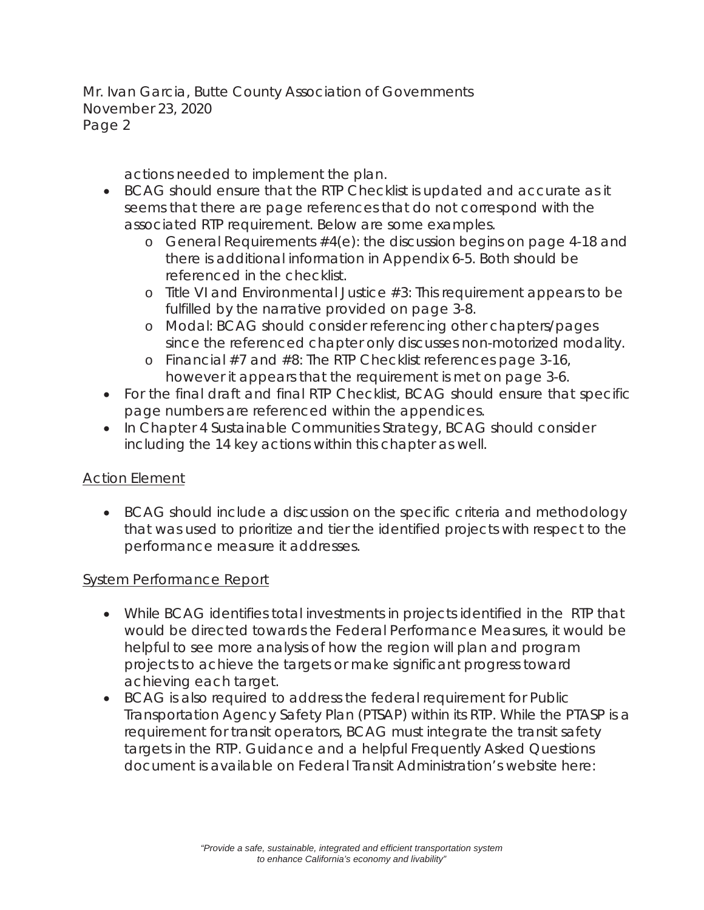actions needed to implement the plan.

- BCAG should ensure that the RTP Checklist is updated and accurate as it seems that there are page references that do not correspond with the associated RTP requirement. Below are some examples.
    - General Requirements #4(e): the discussion begins on page 4-18 and there is additional information in Appendix 6-5. Both should be referenced in the checklist.
    - Title VI and Environmental Justice #3: This requirement appears to be fulfilled by the narrative provided on page 3-8.
    - Modal: BCAG should consider referencing other chapters/pages since the referenced chapter only discusses non-motorized modality.
    - Financial #7 and #8: The RTP Checklist references page 3-16, however it appears that the requirement is met on page 3-6.
- For the final draft and final RTP Checklist, BCAG should ensure that specific page numbers are referenced within the appendices.
- In Chapter 4 Sustainable Communities Strategy, BCAG should consider including the 14 key actions within this chapter as well.

## Action Element

- BCAG should include a discussion on the specific criteria and methodology that was used to prioritize and tier the identified projects with respect to the performance measure it addresses.

## System Performance Report

- While BCAG identifies total investments in projects identified in the RTP that would be directed towards the Federal Performance Measures, it would be helpful to see more analysis of how the region will plan and program projects to achieve the targets or make significant progress toward achieving each target.
- BCAG is also required to address the federal requirement for Public Transportation Agency Safety Plan (PTSAP) within its RTP. While the PTASP is a requirement for transit operators, BCAG must integrate the transit safety targets in the RTP. Guidance and a helpful Frequently Asked Questions document is available on Federal Transit Administration's website here: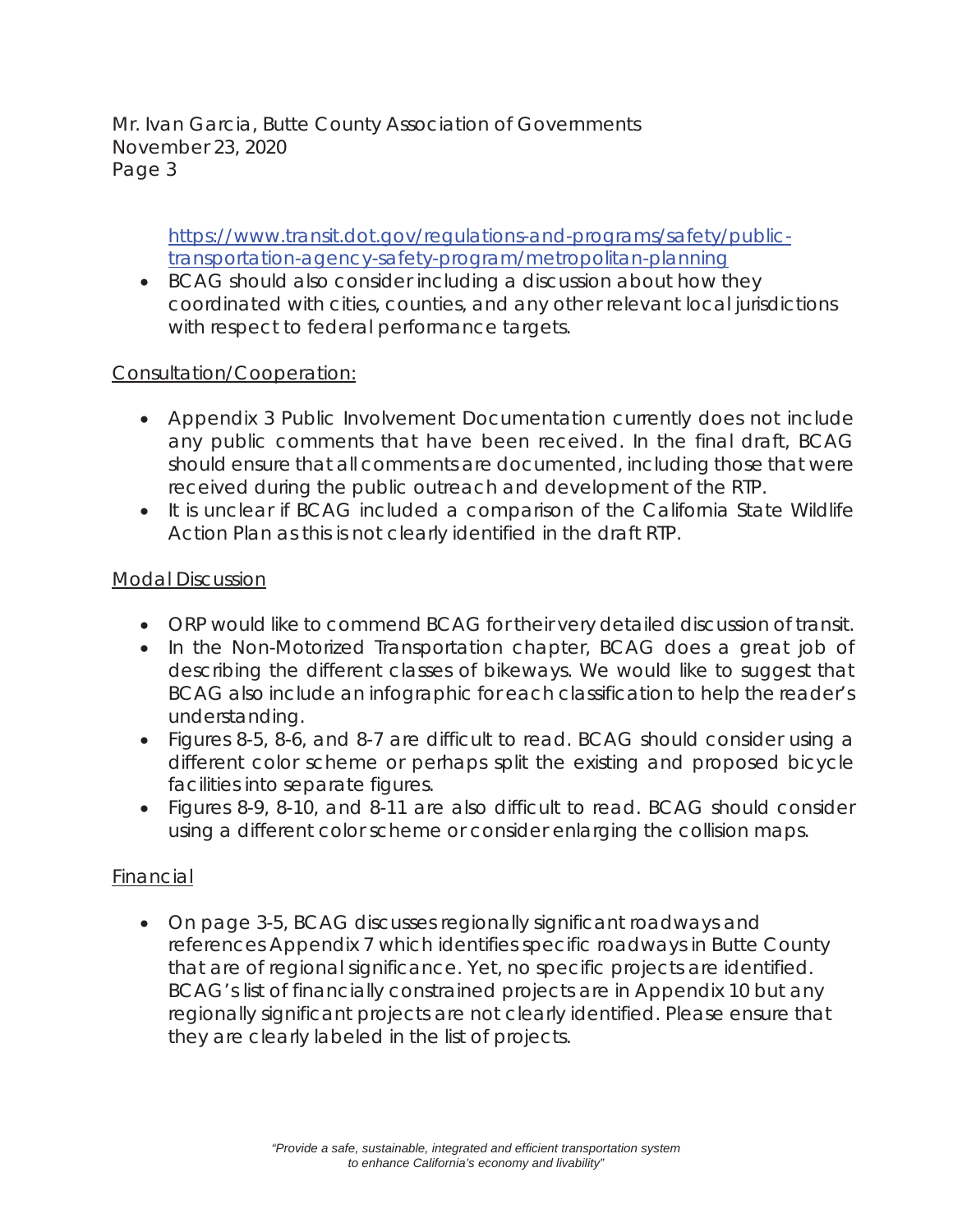https://www.transit.dot.gov/regulations-and-programs/safety/public-transportation-agency-safety-program/metropolitan-planning

- BCAG should also consider including a discussion about how they coordinated with cities, counties, and any other relevant local jurisdictions with respect to federal performance targets.

<u>Consultation/Cooperation:</u>

- Appendix 3 Public Involvement Documentation currently does not include any public comments that have been received. In the final draft, BCAG should ensure that all comments are documented, including those that were received during the public outreach and development of the RTP.
- It is unclear if BCAG included a comparison of the California State Wildlife Action Plan as this is not clearly identified in the draft RTP.

<u>Modal Discussion</u>

- ORP would like to commend BCAG for their very detailed discussion of transit.
- In the Non-Motorized Transportation chapter, BCAG does a great job of describing the different classes of bikeways. We would like to suggest that BCAG also include an infographic for each classification to help the reader's understanding.
- Figures 8-5, 8-6, and 8-7 are difficult to read. BCAG should consider using a different color scheme or perhaps split the existing and proposed bicycle facilities into separate figures.
- Figures 8-9, 8-10, and 8-11 are also difficult to read. BCAG should consider using a different color scheme or consider enlarging the collision maps.

<u>Financial</u>

- On page 3-5, BCAG discusses regionally significant roadways and references Appendix 7 which identifies specific roadways in Butte County that are of regional significance. Yet, no specific projects are identified. BCAG's list of financially constrained projects are in Appendix 10 but any regionally significant projects are not clearly identified. Please ensure that they are clearly labeled in the list of projects.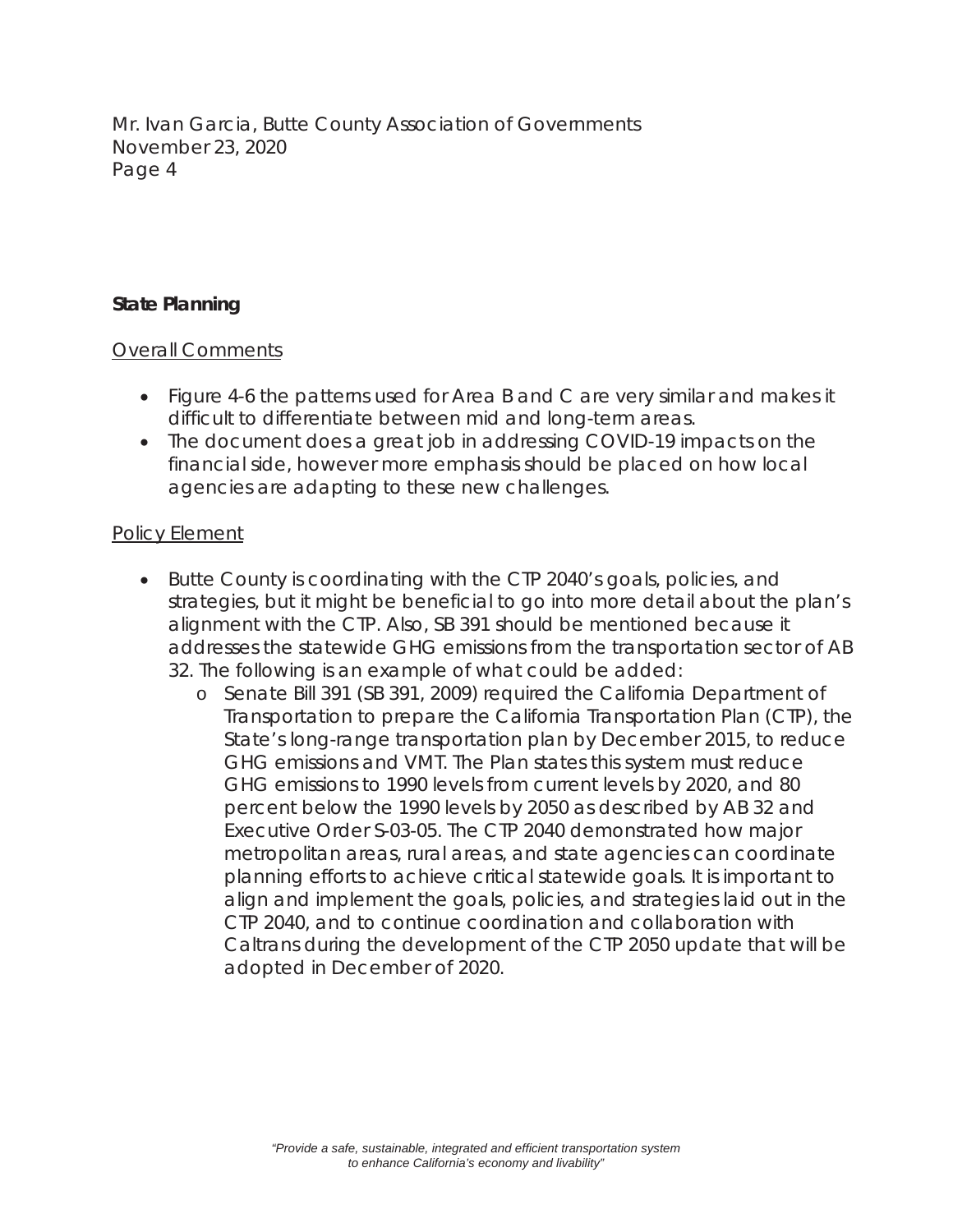## State Planning

Overall Comments

- Figure 4-6 the patterns used for Area B and C are very similar and makes it difficult to differentiate between mid and long-term areas.
- The document does a great job in addressing COVID-19 impacts on the financial side, however more emphasis should be placed on how local agencies are adapting to these new challenges.

Policy Element

- Butte County is coordinating with the CTP 2040's goals, policies, and strategies, but it might be beneficial to go into more detail about the plan's alignment with the CTP. Also, SB 391 should be mentioned because it addresses the statewide GHG emissions from the transportation sector of AB 32. The following is an example of what could be added:
  - Senate Bill 391 (SB 391, 2009) required the California Department of Transportation to prepare the California Transportation Plan (CTP), the State's long-range transportation plan by December 2015, to reduce GHG emissions and VMT. The Plan states this system must reduce GHG emissions to 1990 levels from current levels by 2020, and 80 percent below the 1990 levels by 2050 as described by AB 32 and Executive Order S-03-05. The CTP 2040 demonstrated how major metropolitan areas, rural areas, and state agencies can coordinate planning efforts to achieve critical statewide goals. It is important to align and implement the goals, policies, and strategies laid out in the CTP 2040, and to continue coordination and collaboration with Caltrans during the development of the CTP 2050 update that will be adopted in December of 2020.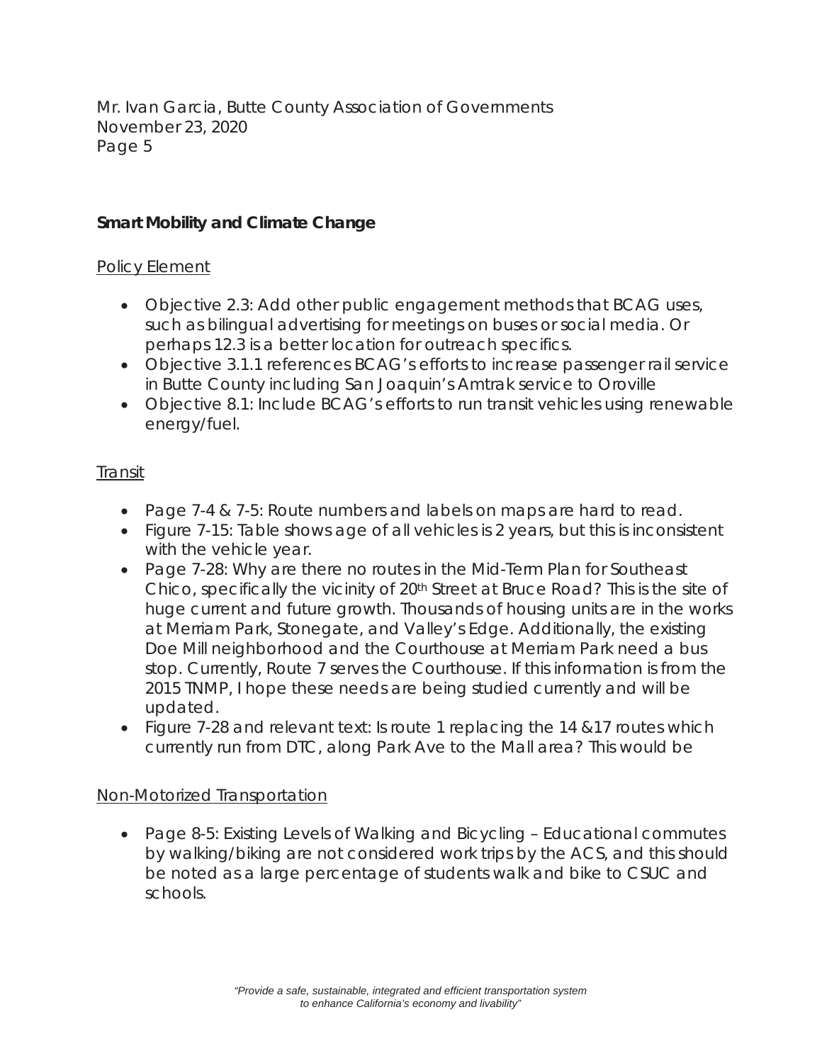Mr. Ivan Garcia, Butte County Association of Governments
November 23, 2020

**Smart Mobility and Climate Change**

Policy Element

- Objective 2.3: Add other public engagement methods that BCAG uses, such as bilingual advertising for meetings on buses or social media. Or perhaps 12.3 is a better location for outreach specifics.
- Objective 3.1.1 references BCAG's efforts to increase passenger rail service in Butte County including San Joaquin's Amtrak service to Oroville
- Objective 8.1: Include BCAG's efforts to run transit vehicles using renewable energy/fuel.

Transit

- Page 7-4 & 7-5: Route numbers and labels on maps are hard to read.
- Figure 7-15: Table shows age of all vehicles is 2 years, but this is inconsistent with the vehicle year.
- Page 7-28: Why are there no routes in the Mid-Term Plan for Southeast Chico, specifically the vicinity of 20th Street at Bruce Road? This is the site of huge current and future growth. Thousands of housing units are in the works at Merriam Park, Stonegate, and Valley's Edge. Additionally, the existing Doe Mill neighborhood and the Courthouse at Merriam Park need a bus stop. Currently, Route 7 serves the Courthouse. If this information is from the 2015 TNMP, I hope these needs are being studied currently and will be updated.
- Figure 7-28 and relevant text: Is route 1 replacing the 14 &17 routes which currently run from DTC, along Park Ave to the Mall area? This would be

Non-Motorized Transportation

- Page 8-5: Existing Levels of Walking and Bicycling – Educational commutes by walking/biking are not considered work trips by the ACS, and this should be noted as a large percentage of students walk and bike to CSUC and schools.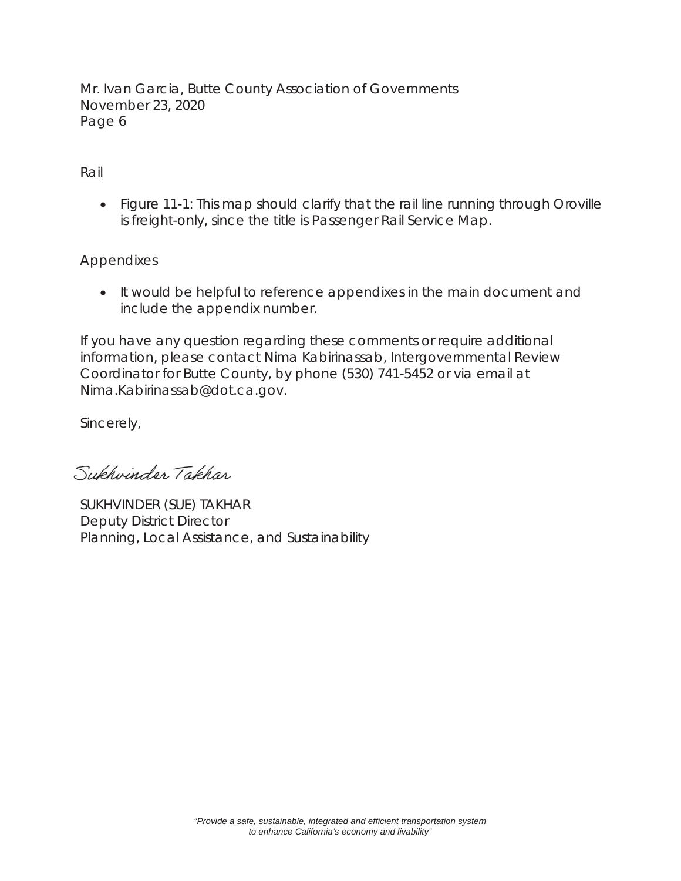Rail

- Figure 11-1: This map should clarify that the rail line running through Oroville is freight-only, since the title is Passenger Rail Service Map.

Appendixes

- It would be helpful to reference appendixes in the main document and include the appendix number.

If you have any question regarding these comments or require additional information, please contact Nima Kabirinassab, Intergovernmental Review Coordinator for Butte County, by phone (530) 741-5452 or via email at Nima.Kabirinassab@dot.ca.gov.

Sincerely,

Sukhvinder Takhar

SUKHVINDER (SUE) TAKHAR
Deputy District Director
Planning, Local Assistance, and Sustainability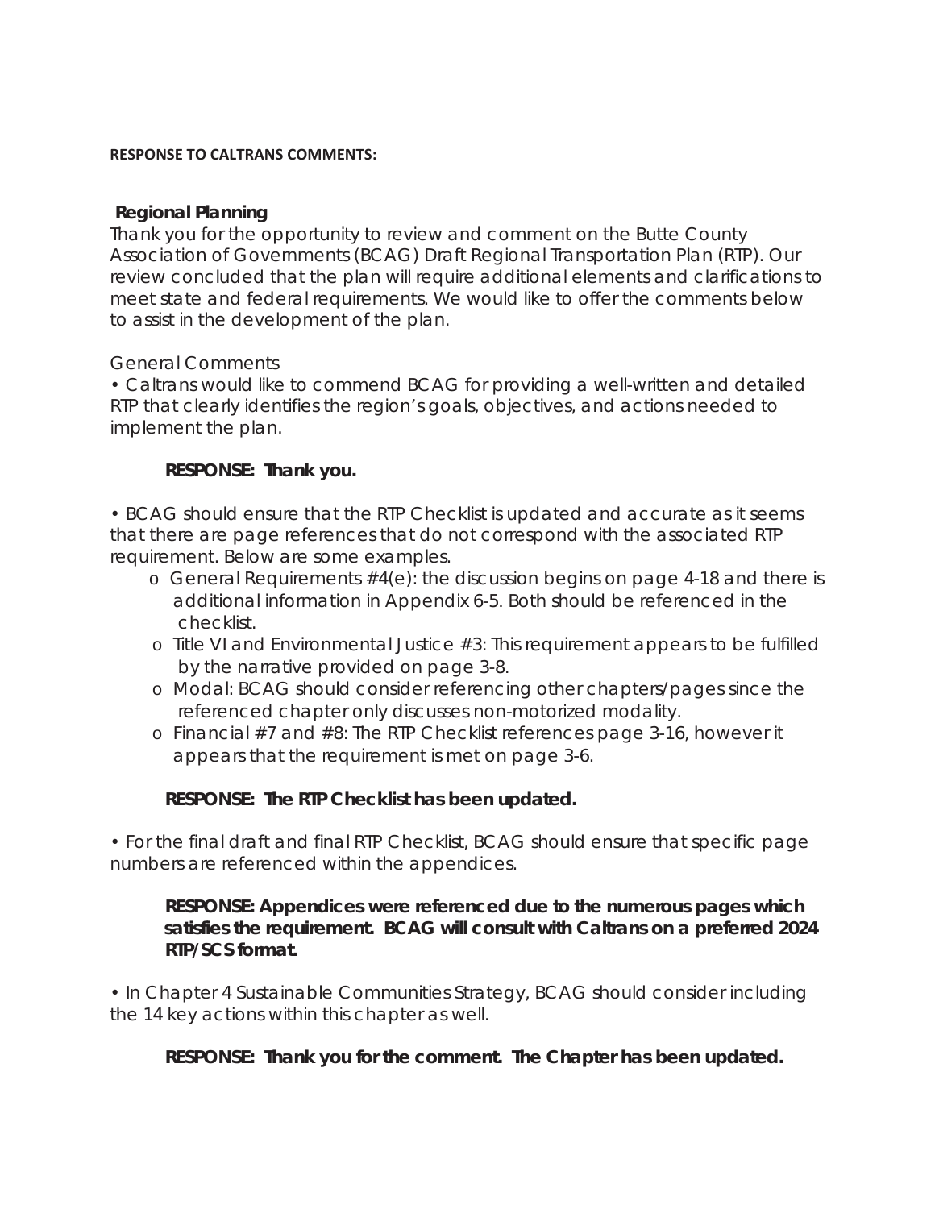**RESPONSE TO CALTRANS COMMENTS:**

**Regional Planning**

Thank you for the opportunity to review and comment on the Butte County Association of Governments (BCAG) Draft Regional Transportation Plan (RTP). Our review concluded that the plan will require additional elements and clarifications to meet state and federal requirements. We would like to offer the comments below to assist in the development of the plan.

General Comments

- Caltrans would like to commend BCAG for providing a well-written and detailed RTP that clearly identifies the region's goals, objectives, and actions needed to implement the plan.

  **RESPONSE: Thank you.**

- BCAG should ensure that the RTP Checklist is updated and accurate as it seems that there are page references that do not correspond with the associated RTP requirement. Below are some examples.
  - General Requirements #4(e): the discussion begins on page 4-18 and there is additional information in Appendix 6-5. Both should be referenced in the checklist.
  - Title VI and Environmental Justice #3: This requirement appears to be fulfilled by the narrative provided on page 3-8.
  - Modal: BCAG should consider referencing other chapters/pages since the referenced chapter only discusses non-motorized modality.
  - Financial #7 and #8: The RTP Checklist references page 3-16, however it appears that the requirement is met on page 3-6.

  **RESPONSE: The RTP Checklist has been updated.**

- For the final draft and final RTP Checklist, BCAG should ensure that specific page numbers are referenced within the appendices.

  **RESPONSE: Appendices were referenced due to the numerous pages which satisfies the requirement. BCAG will consult with Caltrans on a preferred 2024 RTP/SCS format.**

- In Chapter 4 Sustainable Communities Strategy, BCAG should consider including the 14 key actions within this chapter as well.

  **RESPONSE: Thank you for the comment. The Chapter has been updated.**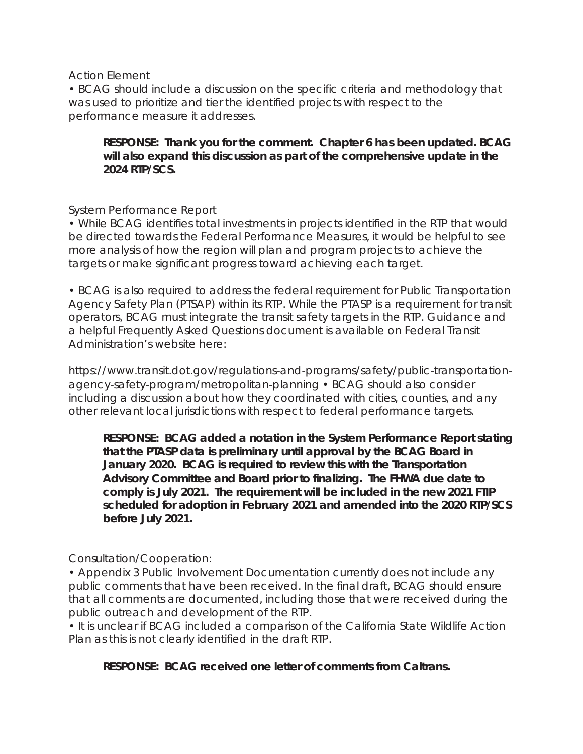Action Element

• BCAG should include a discussion on the specific criteria and methodology that was used to prioritize and tier the identified projects with respect to the performance measure it addresses.

> **RESPONSE: Thank you for the comment. Chapter 6 has been updated. BCAG will also expand this discussion as part of the comprehensive update in the 2024 RTP/SCS.**

System Performance Report

• While BCAG identifies total investments in projects identified in the RTP that would be directed towards the Federal Performance Measures, it would be helpful to see more analysis of how the region will plan and program projects to achieve the targets or make significant progress toward achieving each target.

• BCAG is also required to address the federal requirement for Public Transportation Agency Safety Plan (PTSAP) within its RTP. While the PTASP is a requirement for transit operators, BCAG must integrate the transit safety targets in the RTP. Guidance and a helpful Frequently Asked Questions document is available on Federal Transit Administration's website here:

https://www.transit.dot.gov/regulations-and-programs/safety/public-transportation-agency-safety-program/metropolitan-planning • BCAG should also consider including a discussion about how they coordinated with cities, counties, and any other relevant local jurisdictions with respect to federal performance targets.

> **RESPONSE: BCAG added a notation in the System Performance Report stating that the PTASP data is preliminary until approval by the BCAG Board in January 2020. BCAG is required to review this with the Transportation Advisory Committee and Board prior to finalizing. The FHWA due date to comply is July 2021. The requirement will be included in the new 2021 FTIP scheduled for adoption in February 2021 and amended into the 2020 RTP/SCS before July 2021.**

Consultation/Cooperation:

• Appendix 3 Public Involvement Documentation currently does not include any public comments that have been received. In the final draft, BCAG should ensure that all comments are documented, including those that were received during the public outreach and development of the RTP.

• It is unclear if BCAG included a comparison of the California State Wildlife Action Plan as this is not clearly identified in the draft RTP.

> **RESPONSE: BCAG received one letter of comments from Caltrans.**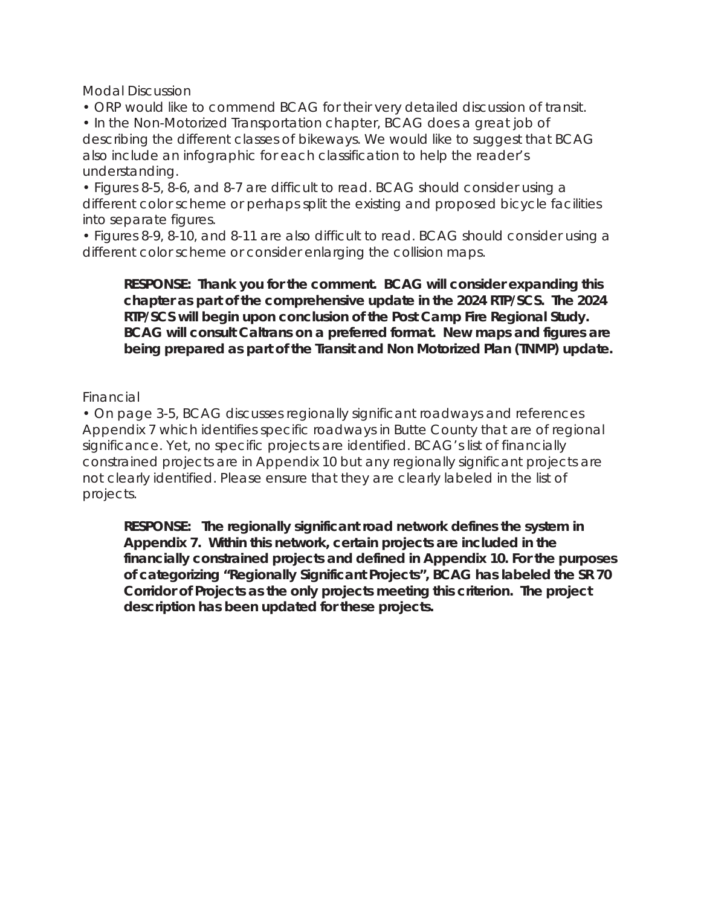Modal Discussion

- ORP would like to commend BCAG for their very detailed discussion of transit.
- In the Non-Motorized Transportation chapter, BCAG does a great job of describing the different classes of bikeways. We would like to suggest that BCAG also include an infographic for each classification to help the reader's understanding.
- Figures 8-5, 8-6, and 8-7 are difficult to read. BCAG should consider using a different color scheme or perhaps split the existing and proposed bicycle facilities into separate figures.
- Figures 8-9, 8-10, and 8-11 are also difficult to read. BCAG should consider using a different color scheme or consider enlarging the collision maps.

> **RESPONSE: Thank you for the comment. BCAG will consider expanding this chapter as part of the comprehensive update in the 2024 RTP/SCS. The 2024 RTP/SCS will begin upon conclusion of the Post Camp Fire Regional Study. BCAG will consult Caltrans on a preferred format. New maps and figures are being prepared as part of the Transit and Non Motorized Plan (TNMP) update.**

Financial

- On page 3-5, BCAG discusses regionally significant roadways and references Appendix 7 which identifies specific roadways in Butte County that are of regional significance. Yet, no specific projects are identified. BCAG's list of financially constrained projects are in Appendix 10 but any regionally significant projects are not clearly identified. Please ensure that they are clearly labeled in the list of projects.

> **RESPONSE: The regionally significant road network defines the system in Appendix 7. Within this network, certain projects are included in the financially constrained projects and defined in Appendix 10. For the purposes of categorizing "Regionally Significant Projects", BCAG has labeled the SR 70 Corridor of Projects as the only projects meeting this criterion. The project description has been updated for these projects.**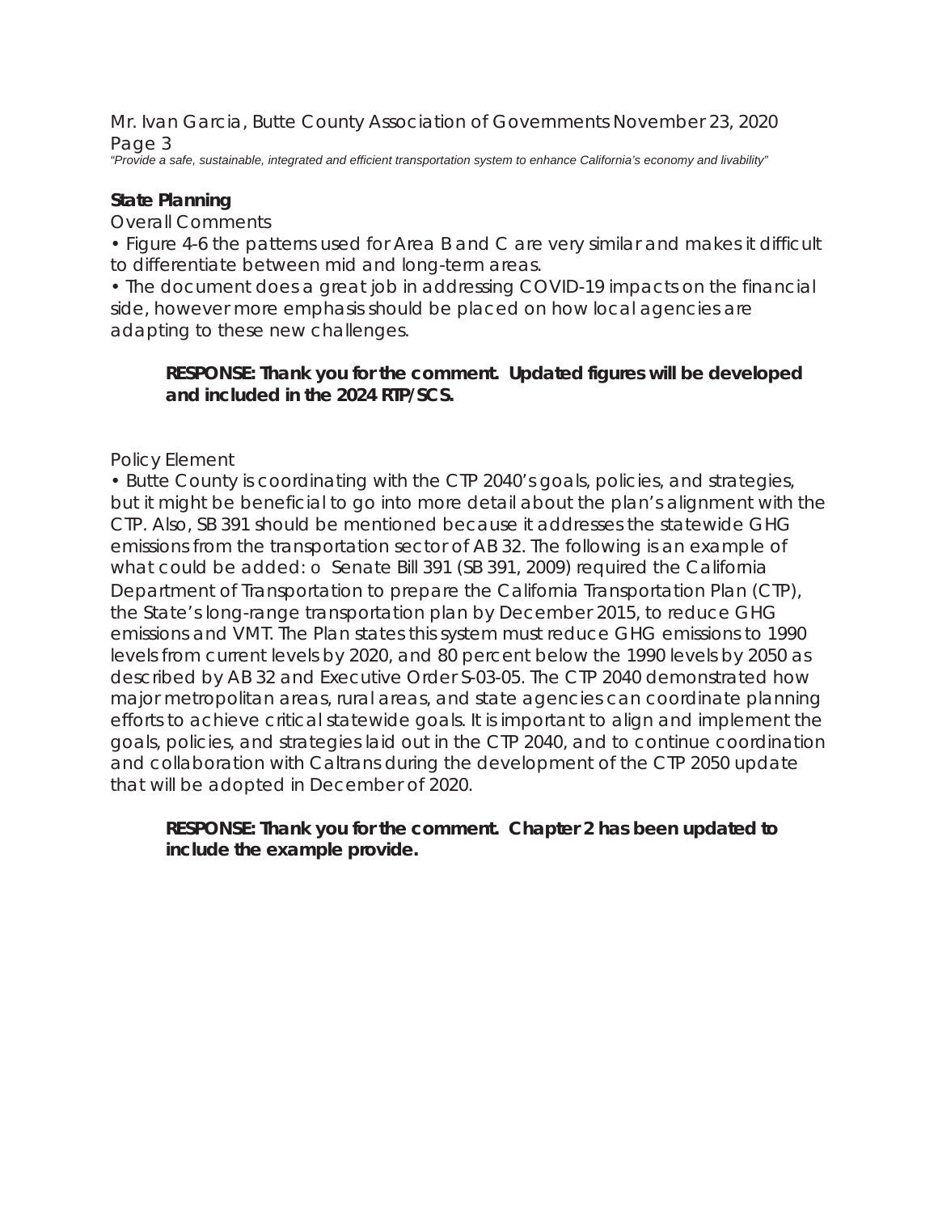**State Planning**

Overall Comments

- Figure 4-6 the patterns used for Area B and C are very similar and makes it difficult to differentiate between mid and long-term areas.
- The document does a great job in addressing COVID-19 impacts on the financial side, however more emphasis should be placed on how local agencies are adapting to these new challenges.

> **RESPONSE: Thank you for the comment. Updated figures will be developed and included in the 2024 RTP/SCS.**

Policy Element

- Butte County is coordinating with the CTP 2040's goals, policies, and strategies, but it might be beneficial to go into more detail about the plan's alignment with the CTP. Also, SB 391 should be mentioned because it addresses the statewide GHG emissions from the transportation sector of AB 32. The following is an example of what could be added: o Senate Bill 391 (SB 391, 2009) required the California Department of Transportation to prepare the California Transportation Plan (CTP), the State's long-range transportation plan by December 2015, to reduce GHG emissions and VMT. The Plan states this system must reduce GHG emissions to 1990 levels from current levels by 2020, and 80 percent below the 1990 levels by 2050 as described by AB 32 and Executive Order S-03-05. The CTP 2040 demonstrated how major metropolitan areas, rural areas, and state agencies can coordinate planning efforts to achieve critical statewide goals. It is important to align and implement the goals, policies, and strategies laid out in the CTP 2040, and to continue coordination and collaboration with Caltrans during the development of the CTP 2050 update that will be adopted in December of 2020.

> **RESPONSE: Thank you for the comment. Chapter 2 has been updated to include the example provide.**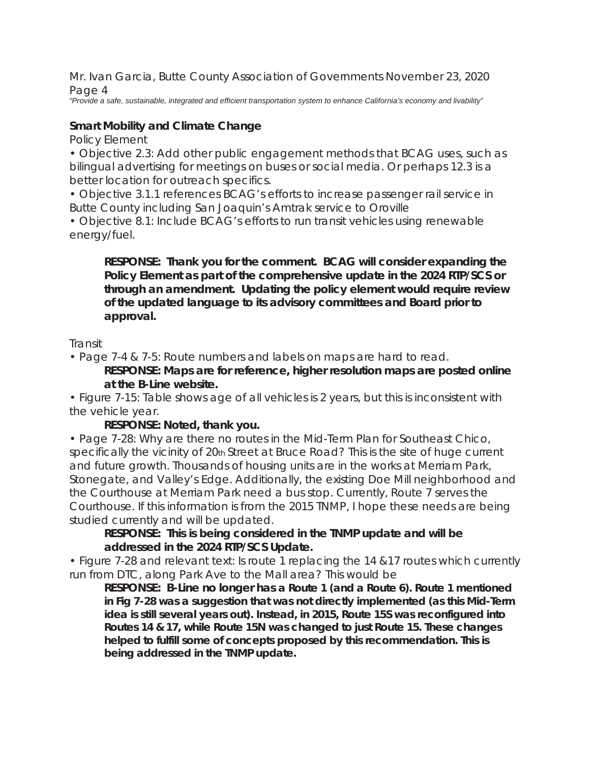**Smart Mobility and Climate Change**

Policy Element

- Objective 2.3: Add other public engagement methods that BCAG uses, such as bilingual advertising for meetings on buses or social media. Or perhaps 12.3 is a better location for outreach specifics.
- Objective 3.1.1 references BCAG's efforts to increase passenger rail service in Butte County including San Joaquin's Amtrak service to Oroville
- Objective 8.1: Include BCAG's efforts to run transit vehicles using renewable energy/fuel.

> **RESPONSE: Thank you for the comment. BCAG will consider expanding the Policy Element as part of the comprehensive update in the 2024 RTP/SCS or through an amendment. Updating the policy element would require review of the updated language to its advisory committees and Board prior to approval.**

Transit

- Page 7-4 & 7-5: Route numbers and labels on maps are hard to read.

  **RESPONSE: Maps are for reference, higher resolution maps are posted online at the B-Line website.**
- Figure 7-15: Table shows age of all vehicles is 2 years, but this is inconsistent with the vehicle year.

  **RESPONSE: Noted, thank you.**
- Page 7-28: Why are there no routes in the Mid-Term Plan for Southeast Chico, specifically the vicinity of 20th Street at Bruce Road? This is the site of huge current and future growth. Thousands of housing units are in the works at Merriam Park, Stonegate, and Valley's Edge. Additionally, the existing Doe Mill neighborhood and the Courthouse at Merriam Park need a bus stop. Currently, Route 7 serves the Courthouse. If this information is from the 2015 TNMP, I hope these needs are being studied currently and will be updated.

  **RESPONSE: This is being considered in the TNMP update and will be addressed in the 2024 RTP/SCS Update.**
- Figure 7-28 and relevant text: Is route 1 replacing the 14 &17 routes which currently run from DTC, along Park Ave to the Mall area? This would be

  **RESPONSE: B-Line no longer has a Route 1 (and a Route 6). Route 1 mentioned in Fig 7-28 was a suggestion that was not directly implemented (as this Mid-Term idea is still several years out). Instead, in 2015, Route 15S was reconfigured into Routes 14 & 17, while Route 15N was changed to just Route 15. These changes helped to fulfill some of concepts proposed by this recommendation. This is being addressed in the TNMP update.**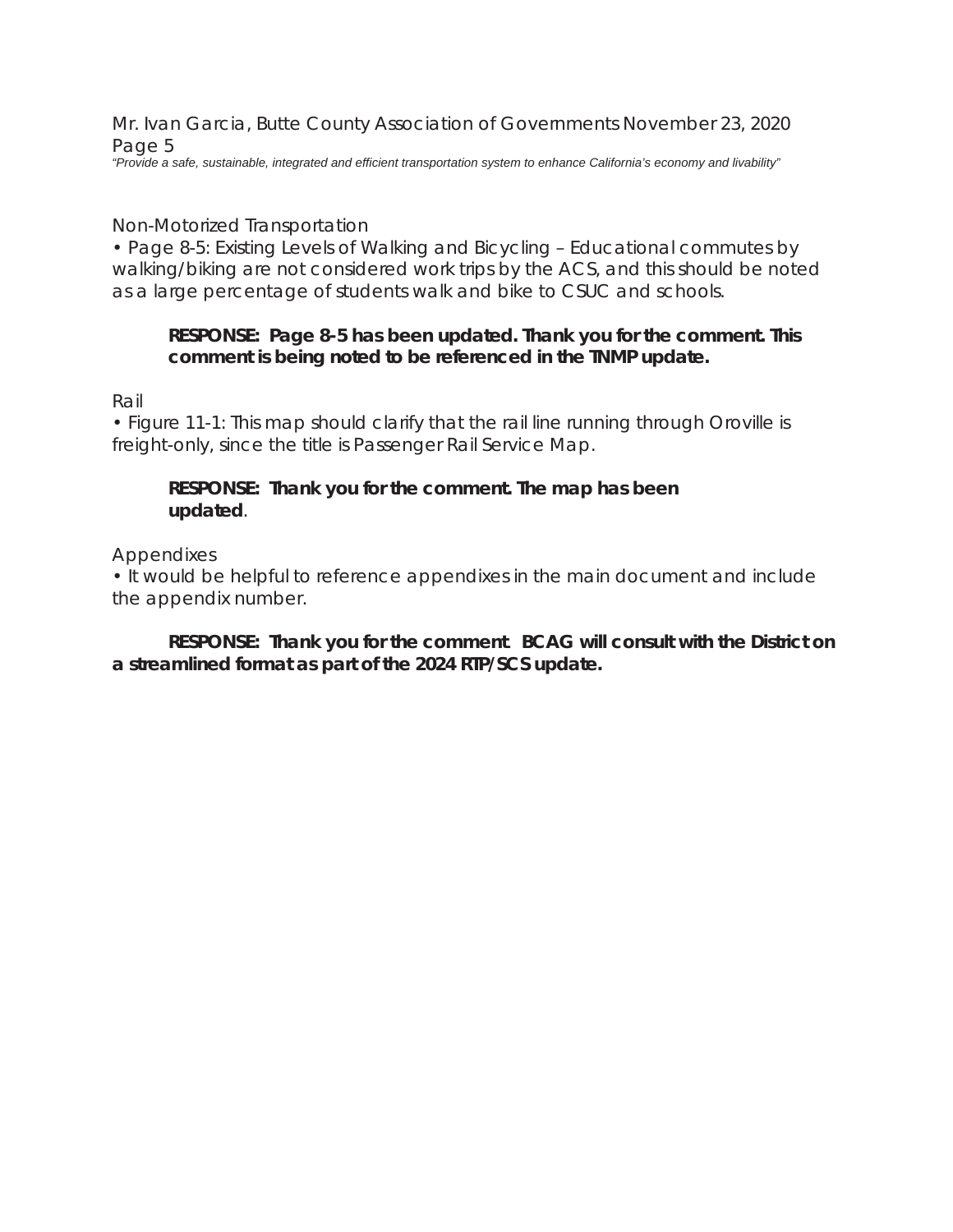Non-Motorized Transportation

• Page 8-5: Existing Levels of Walking and Bicycling – Educational commutes by walking/biking are not considered work trips by the ACS, and this should be noted as a large percentage of students walk and bike to CSUC and schools.

> **RESPONSE: Page 8-5 has been updated. Thank you for the comment. This comment is being noted to be referenced in the TNMP update.**

Rail

• Figure 11-1: This map should clarify that the rail line running through Oroville is freight-only, since the title is Passenger Rail Service Map.

> **RESPONSE: Thank you for the comment. The map has been updated**.

Appendixes

• It would be helpful to reference appendixes in the main document and include the appendix number.

**RESPONSE: Thank you for the comment. BCAG will consult with the District on a streamlined format as part of the 2024 RTP/SCS update.**